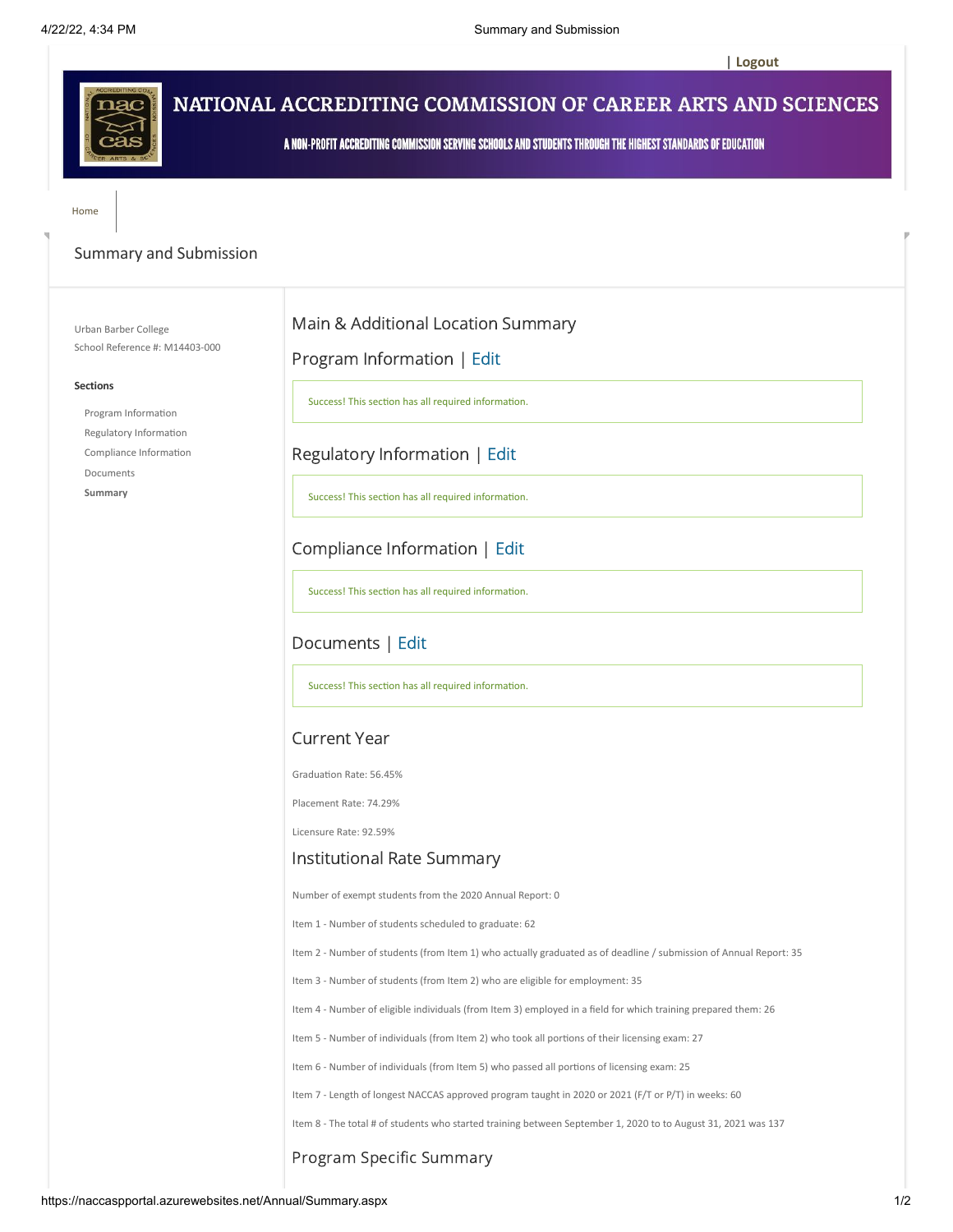| Logout

# NATIONAL ACCREDITING COMMISSION OF CAREER ARTS AND SCIENCES

A NON-PROFIT ACCREDITING COMMISSION SERVING SCHOOLS AND STUDENTS THROUGH THE HIGHEST STANDARDS OF EDUCATION

Home

## Summary and Submission

Urban Barber College
School Reference #: M14403-000

**Sections**

- Program Information
- Regulatory Information
- Compliance Information
- Documents
- **Summary**

## Main & Additional Location Summary

### Program Information | Edit

Success! This section has all required information.

### Regulatory Information | Edit

Success! This section has all required information.

### Compliance Information | Edit

Success! This section has all required information.

### Documents | Edit

Success! This section has all required information.

### Current Year

Graduation Rate: 56.45%

Placement Rate: 74.29%

Licensure Rate: 92.59%

### Institutional Rate Summary

Number of exempt students from the 2020 Annual Report: 0

Item 1 - Number of students scheduled to graduate: 62

Item 2 - Number of students (from Item 1) who actually graduated as of deadline / submission of Annual Report: 35

Item 3 - Number of students (from Item 2) who are eligible for employment: 35

Item 4 - Number of eligible individuals (from Item 3) employed in a field for which training prepared them: 26

Item 5 - Number of individuals (from Item 2) who took all portions of their licensing exam: 27

Item 6 - Number of individuals (from Item 5) who passed all portions of licensing exam: 25

Item 7 - Length of longest NACCAS approved program taught in 2020 or 2021 (F/T or P/T) in weeks: 60

Item 8 - The total # of students who started training between September 1, 2020 to to August 31, 2021 was 137

### Program Specific Summary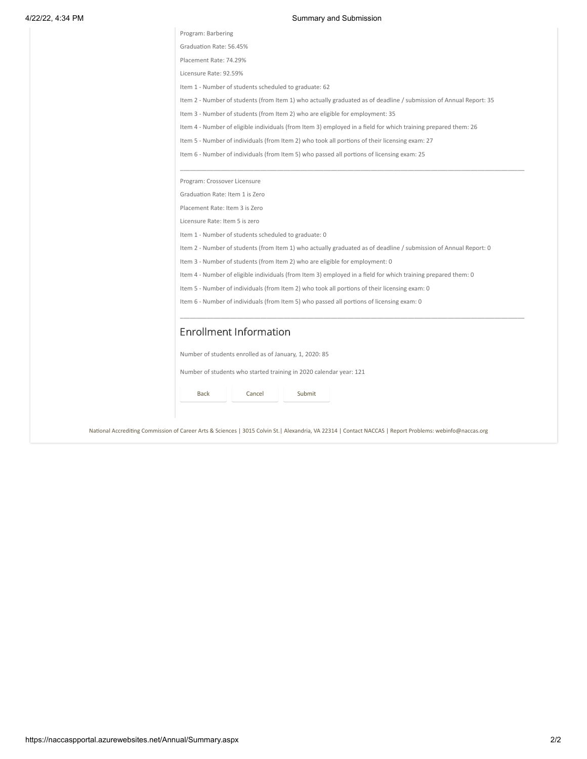Program: Barbering

Graduation Rate: 56.45%

Placement Rate: 74.29%

Licensure Rate: 92.59%

Item 1 - Number of students scheduled to graduate: 62

Item 2 - Number of students (from Item 1) who actually graduated as of deadline / submission of Annual Report: 35

Item 3 - Number of students (from Item 2) who are eligible for employment: 35

Item 4 - Number of eligible individuals (from Item 3) employed in a field for which training prepared them: 26

Item 5 - Number of individuals (from Item 2) who took all portions of their licensing exam: 27

Item 6 - Number of individuals (from Item 5) who passed all portions of licensing exam: 25

---

Program: Crossover Licensure

Graduation Rate: Item 1 is Zero

Placement Rate: Item 3 is Zero

Licensure Rate: Item 5 is zero

Item 1 - Number of students scheduled to graduate: 0

Item 2 - Number of students (from Item 1) who actually graduated as of deadline / submission of Annual Report: 0

Item 3 - Number of students (from Item 2) who are eligible for employment: 0

Item 4 - Number of eligible individuals (from Item 3) employed in a field for which training prepared them: 0

Item 5 - Number of individuals (from Item 2) who took all portions of their licensing exam: 0

Item 6 - Number of individuals (from Item 5) who passed all portions of licensing exam: 0

---

## Enrollment Information

Number of students enrolled as of January, 1, 2020: 85

Number of students who started training in 2020 calendar year: 121

Back Cancel Submit

National Accrediting Commission of Career Arts & Sciences | 3015 Colvin St.| Alexandria, VA 22314 | Contact NACCAS | Report Problems: webinfo@naccas.org